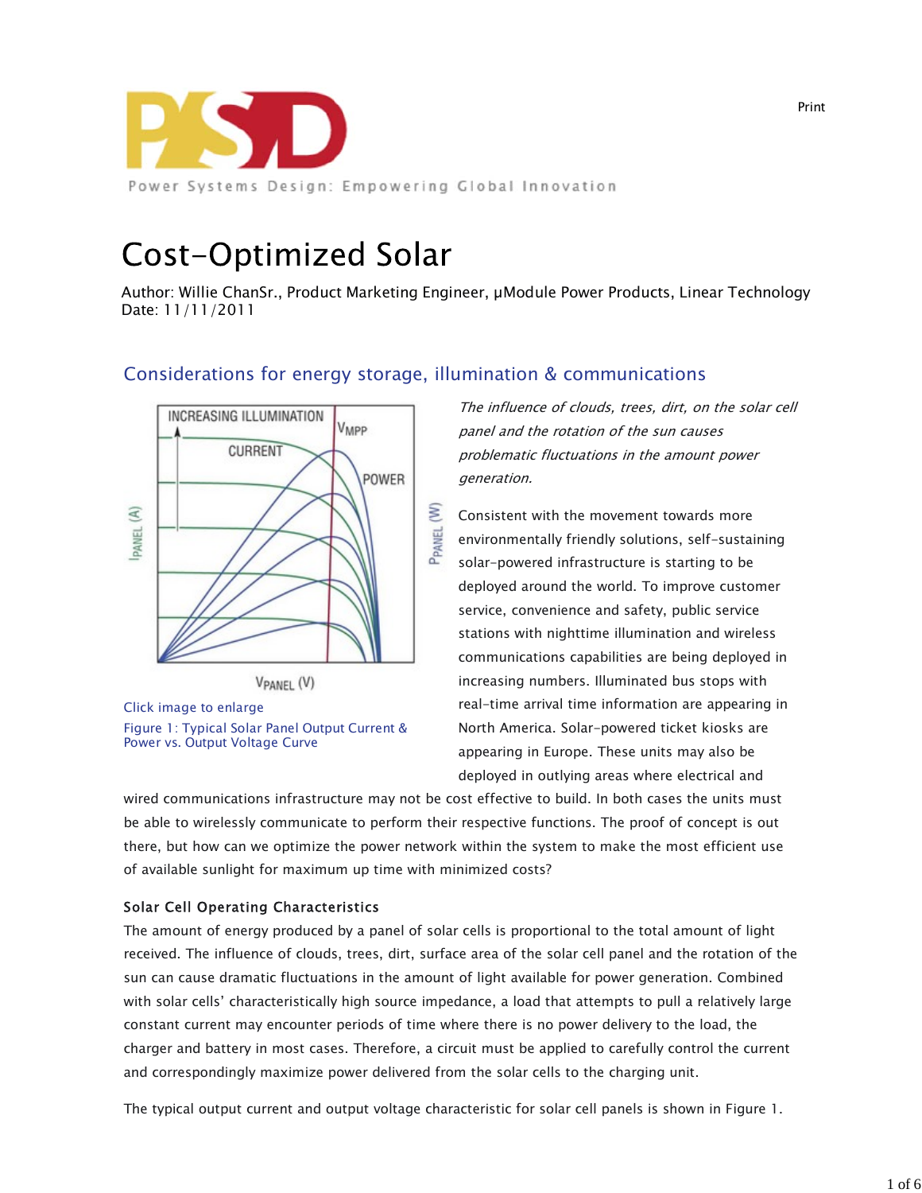Power Systems Design: Empowering Global Innovation

# Cost-Optimized Solar

Author: Willie ChanSr., Product Marketing Engineer, µModule Power Products, Linear Technology
Date: 11/11/2011

## Considerations for energy storage, illumination & communications

Click image to enlarge

Figure 1: Typical Solar Panel Output Current & Power vs. Output Voltage Curve

*The influence of clouds, trees, dirt, on the solar cell panel and the rotation of the sun causes problematic fluctuations in the amount power generation.*

Consistent with the movement towards more environmentally friendly solutions, self-sustaining solar-powered infrastructure is starting to be deployed around the world. To improve customer service, convenience and safety, public service stations with nighttime illumination and wireless communications capabilities are being deployed in increasing numbers. Illuminated bus stops with real-time arrival time information are appearing in North America. Solar-powered ticket kiosks are appearing in Europe. These units may also be deployed in outlying areas where electrical and wired communications infrastructure may not be cost effective to build. In both cases the units must be able to wirelessly communicate to perform their respective functions. The proof of concept is out there, but how can we optimize the power network within the system to make the most efficient use of available sunlight for maximum up time with minimized costs?

### Solar Cell Operating Characteristics

The amount of energy produced by a panel of solar cells is proportional to the total amount of light received. The influence of clouds, trees, dirt, surface area of the solar cell panel and the rotation of the sun can cause dramatic fluctuations in the amount of light available for power generation. Combined with solar cells' characteristically high source impedance, a load that attempts to pull a relatively large constant current may encounter periods of time where there is no power delivery to the load, the charger and battery in most cases. Therefore, a circuit must be applied to carefully control the current and correspondingly maximize power delivered from the solar cells to the charging unit.

The typical output current and output voltage characteristic for solar cell panels is shown in Figure 1.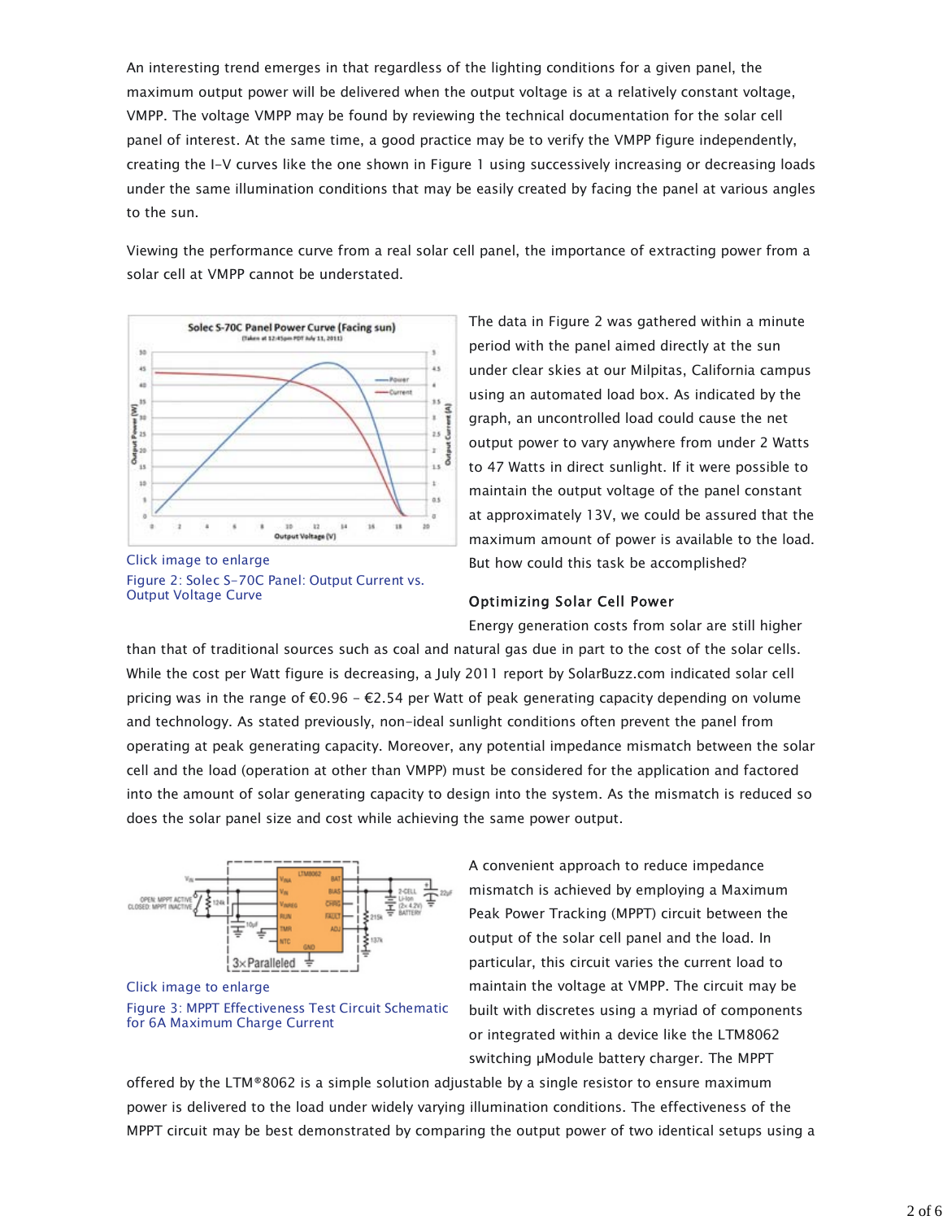An interesting trend emerges in that regardless of the lighting conditions for a given panel, the maximum output power will be delivered when the output voltage is at a relatively constant voltage, VMPP. The voltage VMPP may be found by reviewing the technical documentation for the solar cell panel of interest. At the same time, a good practice may be to verify the VMPP figure independently, creating the I-V curves like the one shown in Figure 1 using successively increasing or decreasing loads under the same illumination conditions that may be easily created by facing the panel at various angles to the sun.

Viewing the performance curve from a real solar cell panel, the importance of extracting power from a solar cell at VMPP cannot be understated.

Click image to enlarge

Figure 2: Solec S-70C Panel: Output Current vs. Output Voltage Curve

The data in Figure 2 was gathered within a minute period with the panel aimed directly at the sun under clear skies at our Milpitas, California campus using an automated load box. As indicated by the graph, an uncontrolled load could cause the net output power to vary anywhere from under 2 Watts to 47 Watts in direct sunlight. If it were possible to maintain the output voltage of the panel constant at approximately 13V, we could be assured that the maximum amount of power is available to the load. But how could this task be accomplished?

### Optimizing Solar Cell Power

Energy generation costs from solar are still higher than that of traditional sources such as coal and natural gas due in part to the cost of the solar cells. While the cost per Watt figure is decreasing, a July 2011 report by SolarBuzz.com indicated solar cell pricing was in the range of €0.96 – €2.54 per Watt of peak generating capacity depending on volume and technology. As stated previously, non-ideal sunlight conditions often prevent the panel from operating at peak generating capacity. Moreover, any potential impedance mismatch between the solar cell and the load (operation at other than VMPP) must be considered for the application and factored into the amount of solar generating capacity to design into the system. As the mismatch is reduced so does the solar panel size and cost while achieving the same power output.

Click image to enlarge

Figure 3: MPPT Effectiveness Test Circuit Schematic for 6A Maximum Charge Current

A convenient approach to reduce impedance mismatch is achieved by employing a Maximum Peak Power Tracking (MPPT) circuit between the output of the solar cell panel and the load. In particular, this circuit varies the current load to maintain the voltage at VMPP. The circuit may be built with discretes using a myriad of components or integrated within a device like the LTM8062 switching µModule battery charger. The MPPT offered by the LTM®8062 is a simple solution adjustable by a single resistor to ensure maximum power is delivered to the load under widely varying illumination conditions. The effectiveness of the MPPT circuit may be best demonstrated by comparing the output power of two identical setups using a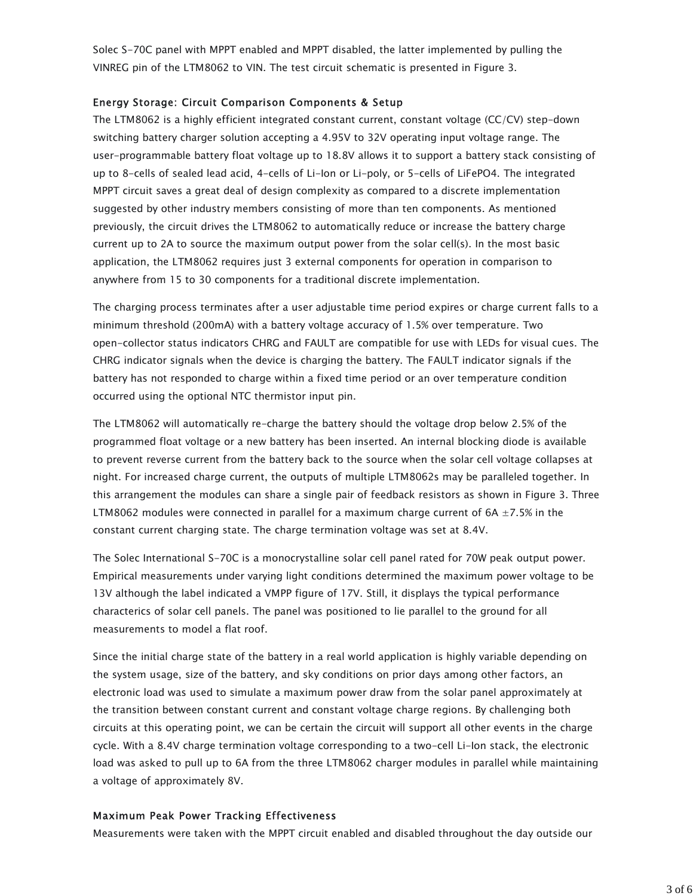Solec S-70C panel with MPPT enabled and MPPT disabled, the latter implemented by pulling the VINREG pin of the LTM8062 to VIN. The test circuit schematic is presented in Figure 3.

### Energy Storage: Circuit Comparison Components & Setup

The LTM8062 is a highly efficient integrated constant current, constant voltage (CC/CV) step-down switching battery charger solution accepting a 4.95V to 32V operating input voltage range. The user-programmable battery float voltage up to 18.8V allows it to support a battery stack consisting of up to 8-cells of sealed lead acid, 4-cells of Li-Ion or Li-poly, or 5-cells of LiFePO4. The integrated MPPT circuit saves a great deal of design complexity as compared to a discrete implementation suggested by other industry members consisting of more than ten components. As mentioned previously, the circuit drives the LTM8062 to automatically reduce or increase the battery charge current up to 2A to source the maximum output power from the solar cell(s). In the most basic application, the LTM8062 requires just 3 external components for operation in comparison to anywhere from 15 to 30 components for a traditional discrete implementation.

The charging process terminates after a user adjustable time period expires or charge current falls to a minimum threshold (200mA) with a battery voltage accuracy of 1.5% over temperature. Two open-collector status indicators CHRG and FAULT are compatible for use with LEDs for visual cues. The CHRG indicator signals when the device is charging the battery. The FAULT indicator signals if the battery has not responded to charge within a fixed time period or an over temperature condition occurred using the optional NTC thermistor input pin.

The LTM8062 will automatically re-charge the battery should the voltage drop below 2.5% of the programmed float voltage or a new battery has been inserted. An internal blocking diode is available to prevent reverse current from the battery back to the source when the solar cell voltage collapses at night. For increased charge current, the outputs of multiple LTM8062s may be paralleled together. In this arrangement the modules can share a single pair of feedback resistors as shown in Figure 3. Three LTM8062 modules were connected in parallel for a maximum charge current of 6A ±7.5% in the constant current charging state. The charge termination voltage was set at 8.4V.

The Solec International S-70C is a monocrystalline solar cell panel rated for 70W peak output power. Empirical measurements under varying light conditions determined the maximum power voltage to be 13V although the label indicated a VMPP figure of 17V. Still, it displays the typical performance characterics of solar cell panels. The panel was positioned to lie parallel to the ground for all measurements to model a flat roof.

Since the initial charge state of the battery in a real world application is highly variable depending on the system usage, size of the battery, and sky conditions on prior days among other factors, an electronic load was used to simulate a maximum power draw from the solar panel approximately at the transition between constant current and constant voltage charge regions. By challenging both circuits at this operating point, we can be certain the circuit will support all other events in the charge cycle. With a 8.4V charge termination voltage corresponding to a two-cell Li-Ion stack, the electronic load was asked to pull up to 6A from the three LTM8062 charger modules in parallel while maintaining a voltage of approximately 8V.

### Maximum Peak Power Tracking Effectiveness

Measurements were taken with the MPPT circuit enabled and disabled throughout the day outside our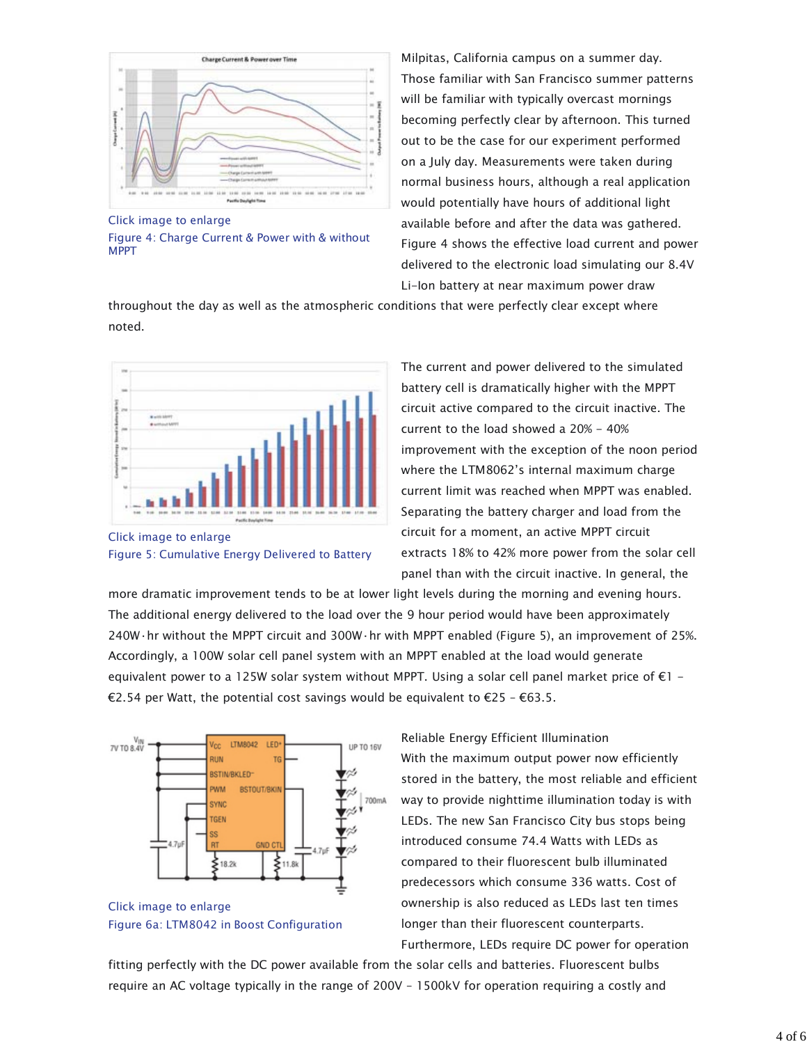Milpitas, California campus on a summer day. Those familiar with San Francisco summer patterns will be familiar with typically overcast mornings becoming perfectly clear by afternoon. This turned out to be the case for our experiment performed on a July day. Measurements were taken during normal business hours, although a real application would potentially have hours of additional light available before and after the data was gathered. Figure 4 shows the effective load current and power delivered to the electronic load simulating our 8.4V Li-Ion battery at near maximum power draw throughout the day as well as the atmospheric conditions that were perfectly clear except where noted.

Click image to enlarge

Figure 4: Charge Current & Power with & without MPPT

The current and power delivered to the simulated battery cell is dramatically higher with the MPPT circuit active compared to the circuit inactive. The current to the load showed a 20% – 40% improvement with the exception of the noon period where the LTM8062's internal maximum charge current limit was reached when MPPT was enabled. Separating the battery charger and load from the circuit for a moment, an active MPPT circuit extracts 18% to 42% more power from the solar cell panel than with the circuit inactive. In general, the more dramatic improvement tends to be at lower light levels during the morning and evening hours. The additional energy delivered to the load over the 9 hour period would have been approximately 240W·hr without the MPPT circuit and 300W·hr with MPPT enabled (Figure 5), an improvement of 25%. Accordingly, a 100W solar cell panel system with an MPPT enabled at the load would generate equivalent power to a 125W solar system without MPPT. Using a solar cell panel market price of €1 – €2.54 per Watt, the potential cost savings would be equivalent to €25 – €63.5.

Click image to enlarge

Figure 5: Cumulative Energy Delivered to Battery

Reliable Energy Efficient Illumination

With the maximum output power now efficiently stored in the battery, the most reliable and efficient way to provide nighttime illumination today is with LEDs. The new San Francisco City bus stops being introduced consume 74.4 Watts with LEDs as compared to their fluorescent bulb illuminated predecessors which consume 336 watts. Cost of ownership is also reduced as LEDs last ten times longer than their fluorescent counterparts. Furthermore, LEDs require DC power for operation fitting perfectly with the DC power available from the solar cells and batteries. Fluorescent bulbs require an AC voltage typically in the range of 200V – 1500kV for operation requiring a costly and

Click image to enlarge

Figure 6a: LTM8042 in Boost Configuration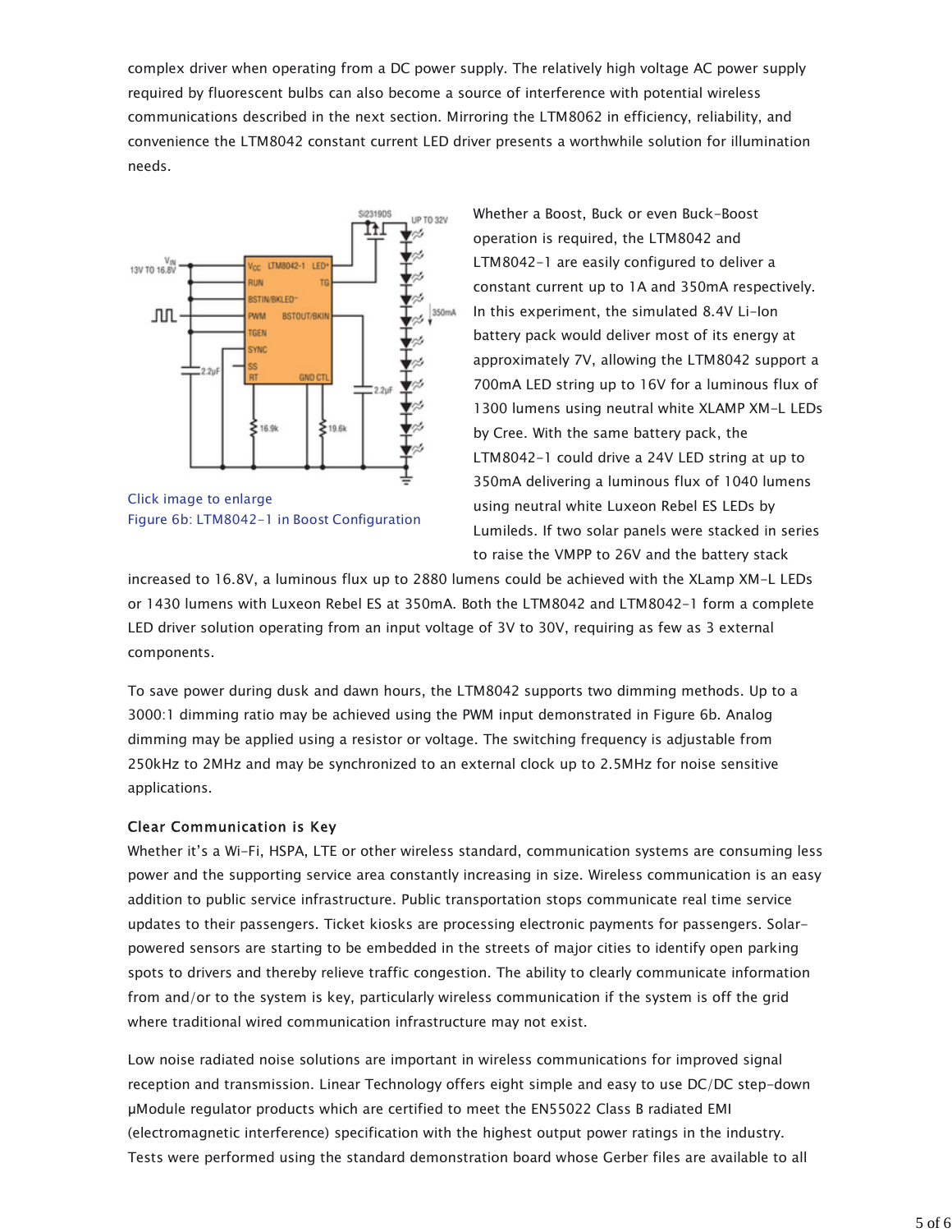complex driver when operating from a DC power supply. The relatively high voltage AC power supply required by fluorescent bulbs can also become a source of interference with potential wireless communications described in the next section. Mirroring the LTM8062 in efficiency, reliability, and convenience the LTM8042 constant current LED driver presents a worthwhile solution for illumination needs.

Click image to enlarge
Figure 6b: LTM8042-1 in Boost Configuration

Whether a Boost, Buck or even Buck-Boost operation is required, the LTM8042 and LTM8042-1 are easily configured to deliver a constant current up to 1A and 350mA respectively. In this experiment, the simulated 8.4V Li-Ion battery pack would deliver most of its energy at approximately 7V, allowing the LTM8042 support a 700mA LED string up to 16V for a luminous flux of 1300 lumens using neutral white XLAMP XM-L LEDs by Cree. With the same battery pack, the LTM8042-1 could drive a 24V LED string at up to 350mA delivering a luminous flux of 1040 lumens using neutral white Luxeon Rebel ES LEDs by Lumileds. If two solar panels were stacked in series to raise the VMPP to 26V and the battery stack increased to 16.8V, a luminous flux up to 2880 lumens could be achieved with the XLamp XM-L LEDs or 1430 lumens with Luxeon Rebel ES at 350mA. Both the LTM8042 and LTM8042-1 form a complete LED driver solution operating from an input voltage of 3V to 30V, requiring as few as 3 external components.

To save power during dusk and dawn hours, the LTM8042 supports two dimming methods. Up to a 3000:1 dimming ratio may be achieved using the PWM input demonstrated in Figure 6b. Analog dimming may be applied using a resistor or voltage. The switching frequency is adjustable from 250kHz to 2MHz and may be synchronized to an external clock up to 2.5MHz for noise sensitive applications.

### Clear Communication is Key

Whether it's a Wi-Fi, HSPA, LTE or other wireless standard, communication systems are consuming less power and the supporting service area constantly increasing in size. Wireless communication is an easy addition to public service infrastructure. Public transportation stops communicate real time service updates to their passengers. Ticket kiosks are processing electronic payments for passengers. Solar-powered sensors are starting to be embedded in the streets of major cities to identify open parking spots to drivers and thereby relieve traffic congestion. The ability to clearly communicate information from and/or to the system is key, particularly wireless communication if the system is off the grid where traditional wired communication infrastructure may not exist.

Low noise radiated noise solutions are important in wireless communications for improved signal reception and transmission. Linear Technology offers eight simple and easy to use DC/DC step-down µModule regulator products which are certified to meet the EN55022 Class B radiated EMI (electromagnetic interference) specification with the highest output power ratings in the industry. Tests were performed using the standard demonstration board whose Gerber files are available to all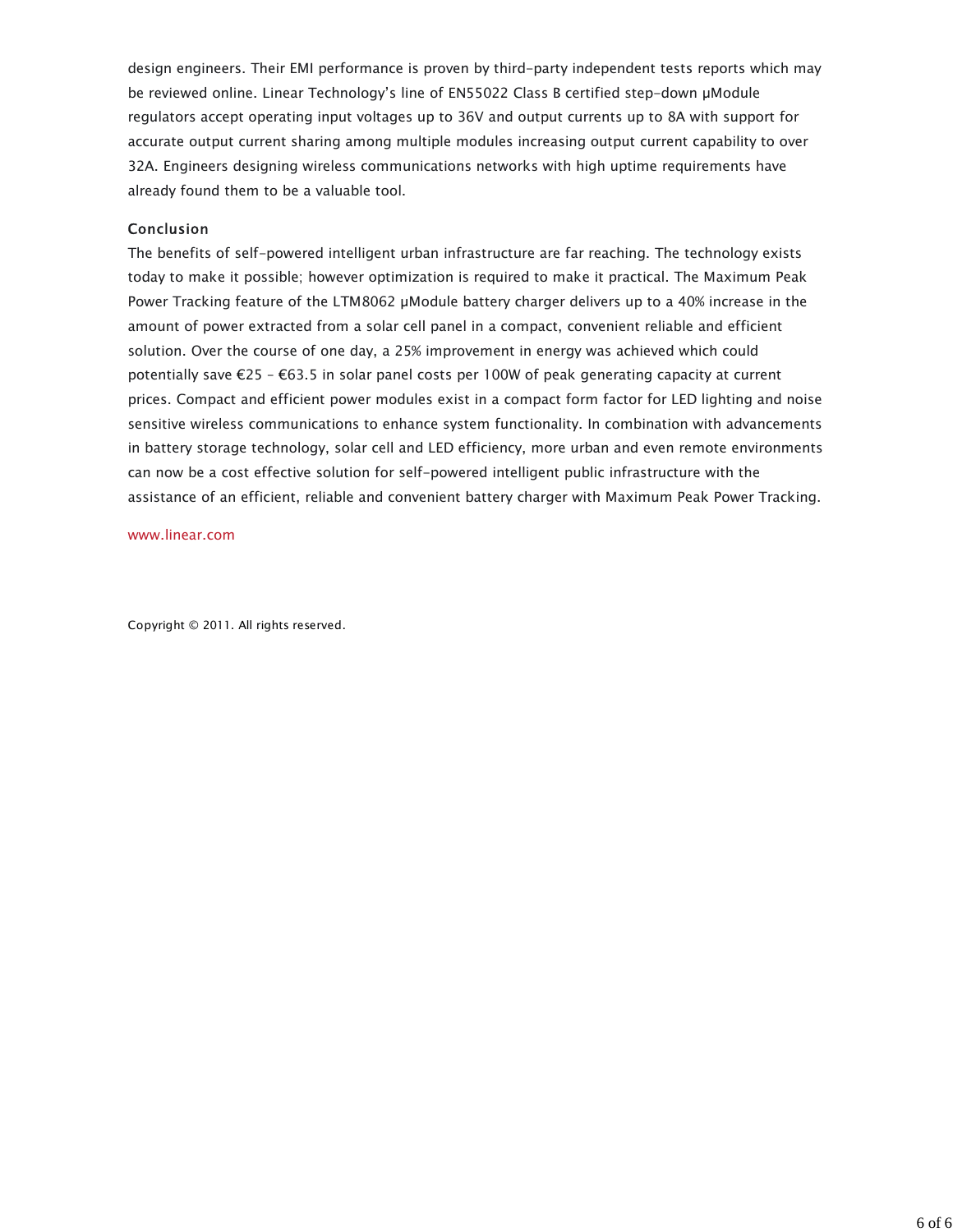design engineers. Their EMI performance is proven by third-party independent tests reports which may be reviewed online. Linear Technology's line of EN55022 Class B certified step-down µModule regulators accept operating input voltages up to 36V and output currents up to 8A with support for accurate output current sharing among multiple modules increasing output current capability to over 32A. Engineers designing wireless communications networks with high uptime requirements have already found them to be a valuable tool.

## Conclusion

The benefits of self-powered intelligent urban infrastructure are far reaching. The technology exists today to make it possible; however optimization is required to make it practical. The Maximum Peak Power Tracking feature of the LTM8062 µModule battery charger delivers up to a 40% increase in the amount of power extracted from a solar cell panel in a compact, convenient reliable and efficient solution. Over the course of one day, a 25% improvement in energy was achieved which could potentially save €25 – €63.5 in solar panel costs per 100W of peak generating capacity at current prices. Compact and efficient power modules exist in a compact form factor for LED lighting and noise sensitive wireless communications to enhance system functionality. In combination with advancements in battery storage technology, solar cell and LED efficiency, more urban and even remote environments can now be a cost effective solution for self-powered intelligent public infrastructure with the assistance of an efficient, reliable and convenient battery charger with Maximum Peak Power Tracking.

www.linear.com

Copyright © 2011. All rights reserved.